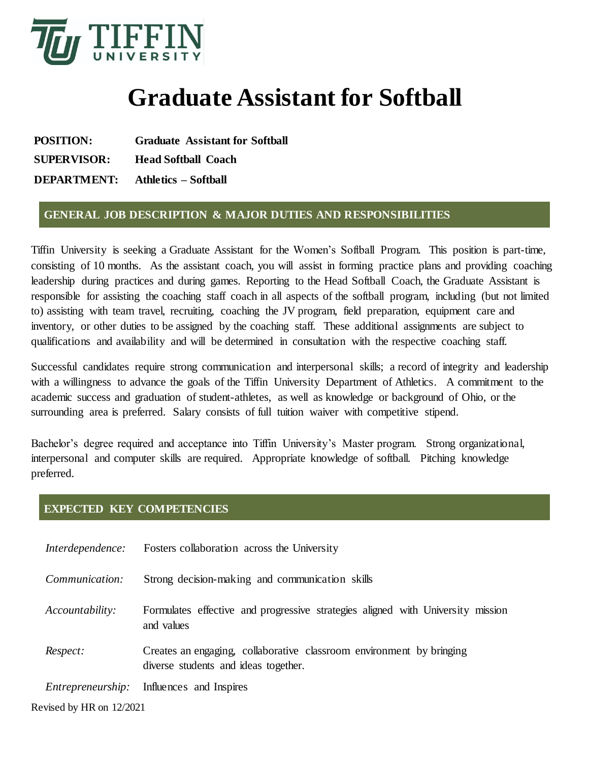TIFFIN UNIVERSITY

# Graduate Assistant for Softball

**POSITION:** **Graduate Assistant for Softball**

**SUPERVISOR:** **Head Softball Coach**

**DEPARTMENT:** **Athletics – Softball**

## GENERAL JOB DESCRIPTION & MAJOR DUTIES AND RESPONSIBILITIES

Tiffin University is seeking a Graduate Assistant for the Women's Softball Program. This position is part-time, consisting of 10 months. As the assistant coach, you will assist in forming practice plans and providing coaching leadership during practices and during games. Reporting to the Head Softball Coach, the Graduate Assistant is responsible for assisting the coaching staff coach in all aspects of the softball program, including (but not limited to) assisting with team travel, recruiting, coaching the JV program, field preparation, equipment care and inventory, or other duties to be assigned by the coaching staff. These additional assignments are subject to qualifications and availability and will be determined in consultation with the respective coaching staff.

Successful candidates require strong communication and interpersonal skills; a record of integrity and leadership with a willingness to advance the goals of the Tiffin University Department of Athletics. A commitment to the academic success and graduation of student-athletes, as well as knowledge or background of Ohio, or the surrounding area is preferred. Salary consists of full tuition waiver with competitive stipend.

Bachelor's degree required and acceptance into Tiffin University's Master program. Strong organizational, interpersonal and computer skills are required. Appropriate knowledge of softball. Pitching knowledge preferred.

## EXPECTED KEY COMPETENCIES

*Interdependence:* Fosters collaboration across the University

*Communication:* Strong decision-making and communication skills

*Accountability:* Formulates effective and progressive strategies aligned with University mission and values

*Respect:* Creates an engaging, collaborative classroom environment by bringing diverse students and ideas together.

*Entrepreneurship:* Influences and Inspires

Revised by HR on 12/2021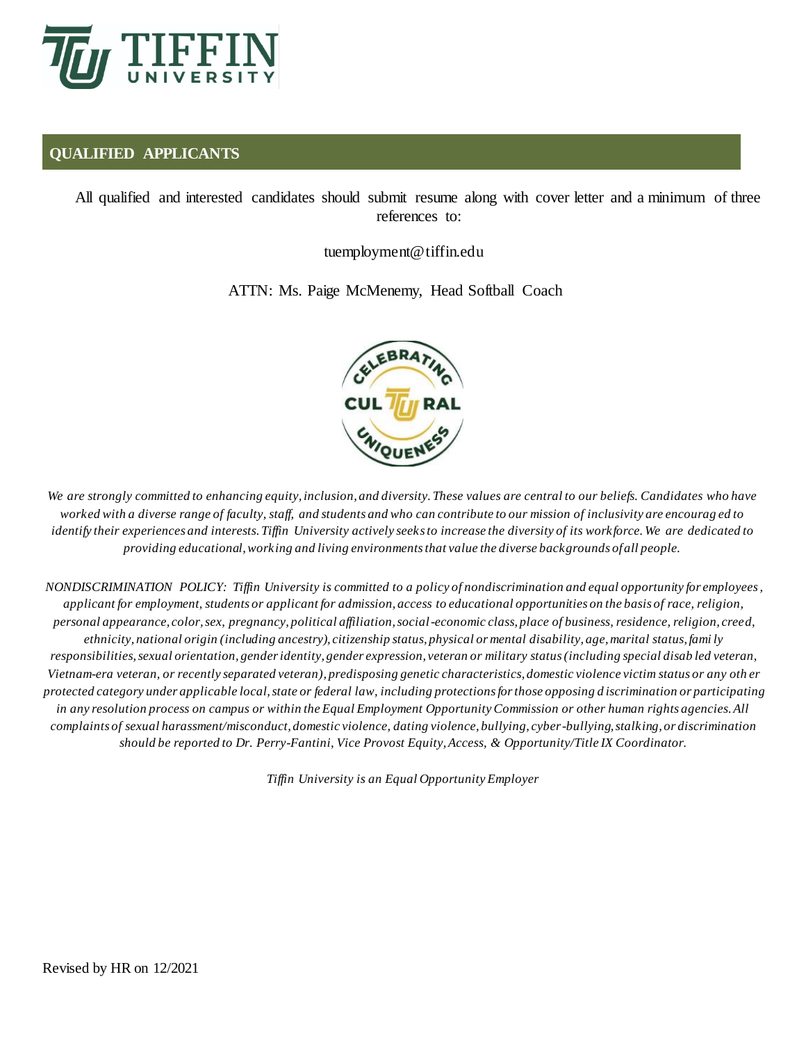## QUALIFIED APPLICANTS

All qualified and interested candidates should submit resume along with cover letter and a minimum of three references to:

tuemployment@tiffin.edu

ATTN: Ms. Paige McMenemy, Head Softball Coach

*We are strongly committed to enhancing equity, inclusion, and diversity. These values are central to our beliefs. Candidates who have worked with a diverse range of faculty, staff, and students and who can contribute to our mission of inclusivity are encouraged to identify their experiences and interests. Tiffin University actively seeks to increase the diversity of its workforce. We are dedicated to providing educational, working and living environments that value the diverse backgrounds of all people.*

*NONDISCRIMINATION POLICY: Tiffin University is committed to a policy of nondiscrimination and equal opportunity for employees, applicant for employment, students or applicant for admission, access to educational opportunities on the basis of race, religion, personal appearance, color, sex, pregnancy, political affiliation, social-economic class, place of business, residence, religion, creed, ethnicity, national origin (including ancestry), citizenship status, physical or mental disability, age, marital status, family responsibilities, sexual orientation, gender identity, gender expression, veteran or military status (including special disabled veteran, Vietnam-era veteran, or recently separated veteran), predisposing genetic characteristics, domestic violence victim status or any other protected category under applicable local, state or federal law, including protections for those opposing discrimination or participating in any resolution process on campus or within the Equal Employment Opportunity Commission or other human rights agencies. All complaints of sexual harassment/misconduct, domestic violence, dating violence, bullying, cyber-bullying, stalking, or discrimination should be reported to Dr. Perry-Fantini, Vice Provost Equity, Access, & Opportunity/Title IX Coordinator.*

*Tiffin University is an Equal Opportunity Employer*

Revised by HR on 12/2021